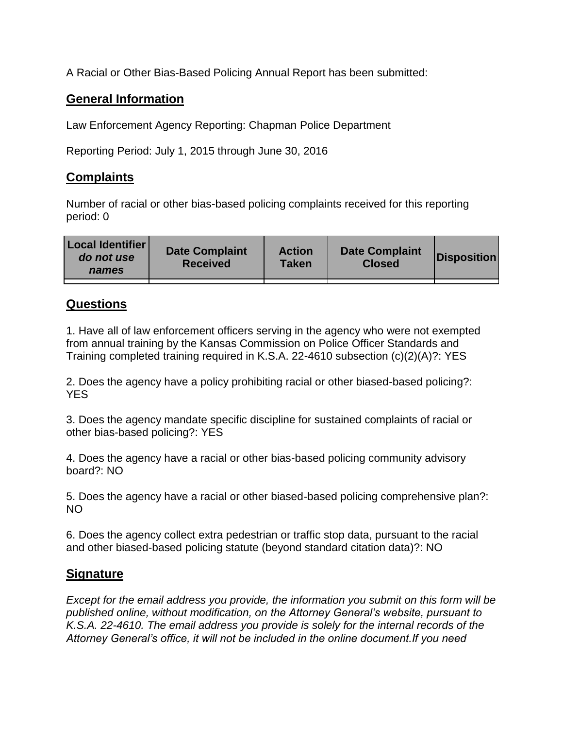A Racial or Other Bias-Based Policing Annual Report has been submitted:

## General Information

Law Enforcement Agency Reporting: Chapman Police Department

Reporting Period: July 1, 2015 through June 30, 2016

## Complaints

Number of racial or other bias-based policing complaints received for this reporting period: 0

| Local Identifier *do not use names* | Date Complaint Received | Action Taken | Date Complaint Closed | Disposition |
|---|---|---|---|---|
| | | | | |

## Questions

1. Have all of law enforcement officers serving in the agency who were not exempted from annual training by the Kansas Commission on Police Officer Standards and Training completed training required in K.S.A. 22-4610 subsection (c)(2)(A)?: YES

2. Does the agency have a policy prohibiting racial or other biased-based policing?: YES

3. Does the agency mandate specific discipline for sustained complaints of racial or other bias-based policing?: YES

4. Does the agency have a racial or other bias-based policing community advisory board?: NO

5. Does the agency have a racial or other biased-based policing comprehensive plan?: NO

6. Does the agency collect extra pedestrian or traffic stop data, pursuant to the racial and other biased-based policing statute (beyond standard citation data)?: NO

## Signature

*Except for the email address you provide, the information you submit on this form will be published online, without modification, on the Attorney General's website, pursuant to K.S.A. 22-4610. The email address you provide is solely for the internal records of the Attorney General's office, it will not be included in the online document.If you need*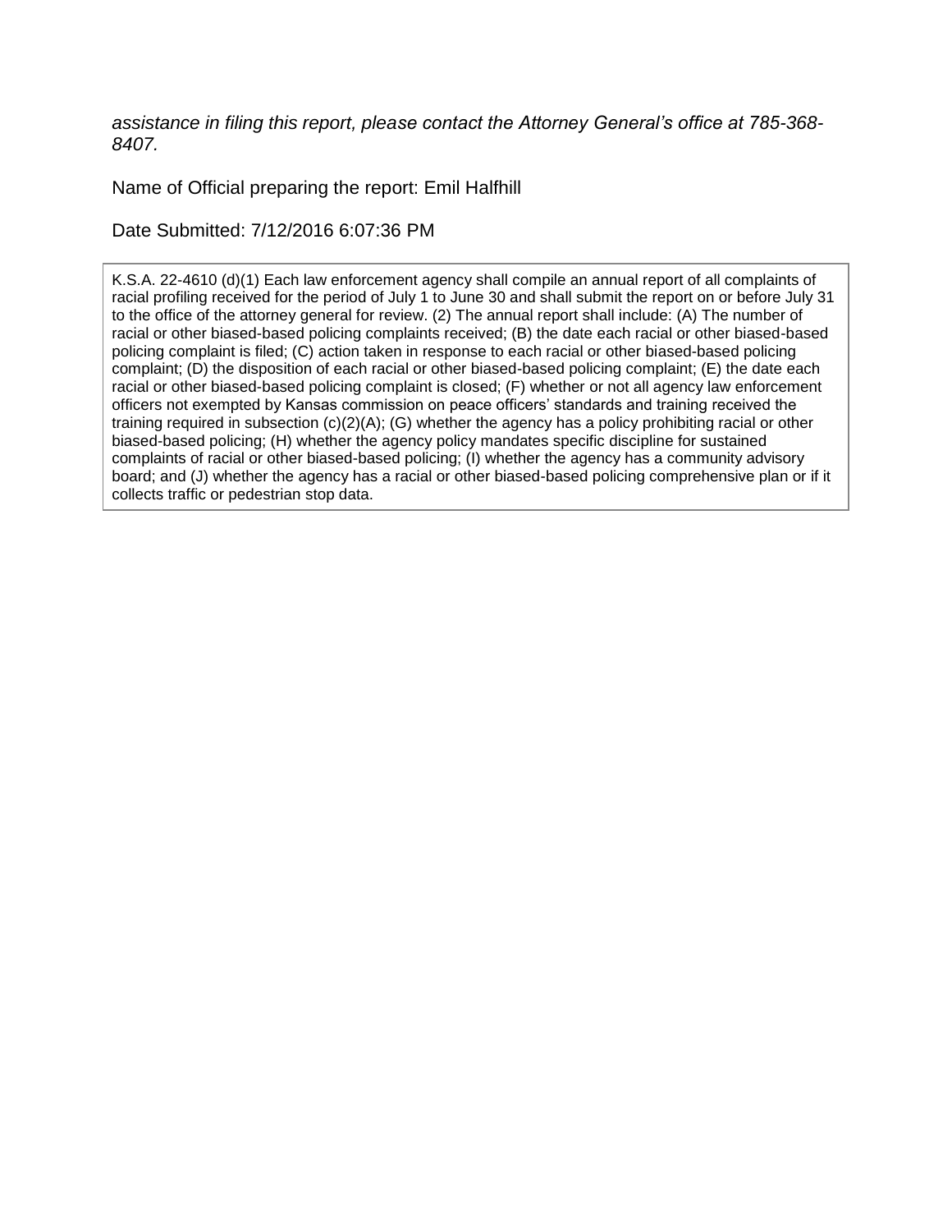*assistance in filing this report, please contact the Attorney General's office at 785-368-8407.*

Name of Official preparing the report: Emil Halfhill

Date Submitted: 7/12/2016 6:07:36 PM

K.S.A. 22-4610 (d)(1) Each law enforcement agency shall compile an annual report of all complaints of racial profiling received for the period of July 1 to June 30 and shall submit the report on or before July 31 to the office of the attorney general for review. (2) The annual report shall include: (A) The number of racial or other biased-based policing complaints received; (B) the date each racial or other biased-based policing complaint is filed; (C) action taken in response to each racial or other biased-based policing complaint; (D) the disposition of each racial or other biased-based policing complaint; (E) the date each racial or other biased-based policing complaint is closed; (F) whether or not all agency law enforcement officers not exempted by Kansas commission on peace officers' standards and training received the training required in subsection (c)(2)(A); (G) whether the agency has a policy prohibiting racial or other biased-based policing; (H) whether the agency policy mandates specific discipline for sustained complaints of racial or other biased-based policing; (I) whether the agency has a community advisory board; and (J) whether the agency has a racial or other biased-based policing comprehensive plan or if it collects traffic or pedestrian stop data.